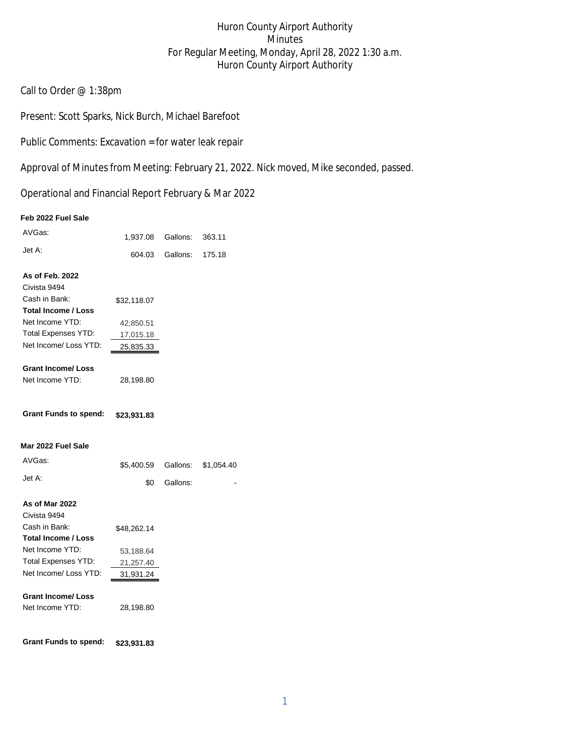# Huron County Airport Authority
## Minutes
## For Regular Meeting, Monday, April 28, 2022 1:30 a.m.
## Huron County Airport Authority

Call to Order @ 1:38pm

Present: Scott Sparks, Nick Burch, Michael Barefoot

Public Comments: Excavation = for water leak repair

Approval of Minutes from Meeting: February 21, 2022. Nick moved, Mike seconded, passed.

Operational and Financial Report February & Mar 2022

**Feb 2022 Fuel Sale**

| | | | |
|---|---|---|---|
| AVGas: | 1,937.08 | Gallons: | 363.11 |
| Jet A: | 604.03 | Gallons: | 175.18 |

**As of Feb. 2022**

| | |
|---|---|
| Civista 9494 | |
| Cash in Bank: | $32,118.07 |
| **Total Income / Loss** | |
| Net Income YTD: | 42,850.51 |
| Total Expenses YTD: | 17,015.18 |
| Net Income/ Loss YTD: | 25,835.33 |

**Grant Income/ Loss**

| | |
|---|---|
| Net Income YTD: | 28,198.80 |

**Grant Funds to spend:** **$23,931.83**

**Mar 2022 Fuel Sale**

| | | | |
|---|---|---|---|
| AVGas: | $5,400.59 | Gallons: | $1,054.40 |
| Jet A: | $0 | Gallons: | - |

**As of Mar 2022**

| | |
|---|---|
| Civista 9494 | |
| Cash in Bank: | $48,262.14 |
| **Total Income / Loss** | |
| Net Income YTD: | 53,188.64 |
| Total Expenses YTD: | 21,257.40 |
| Net Income/ Loss YTD: | 31,931.24 |

**Grant Income/ Loss**

| | |
|---|---|
| Net Income YTD: | 28,198.80 |

**Grant Funds to spend:** **$23,931.83**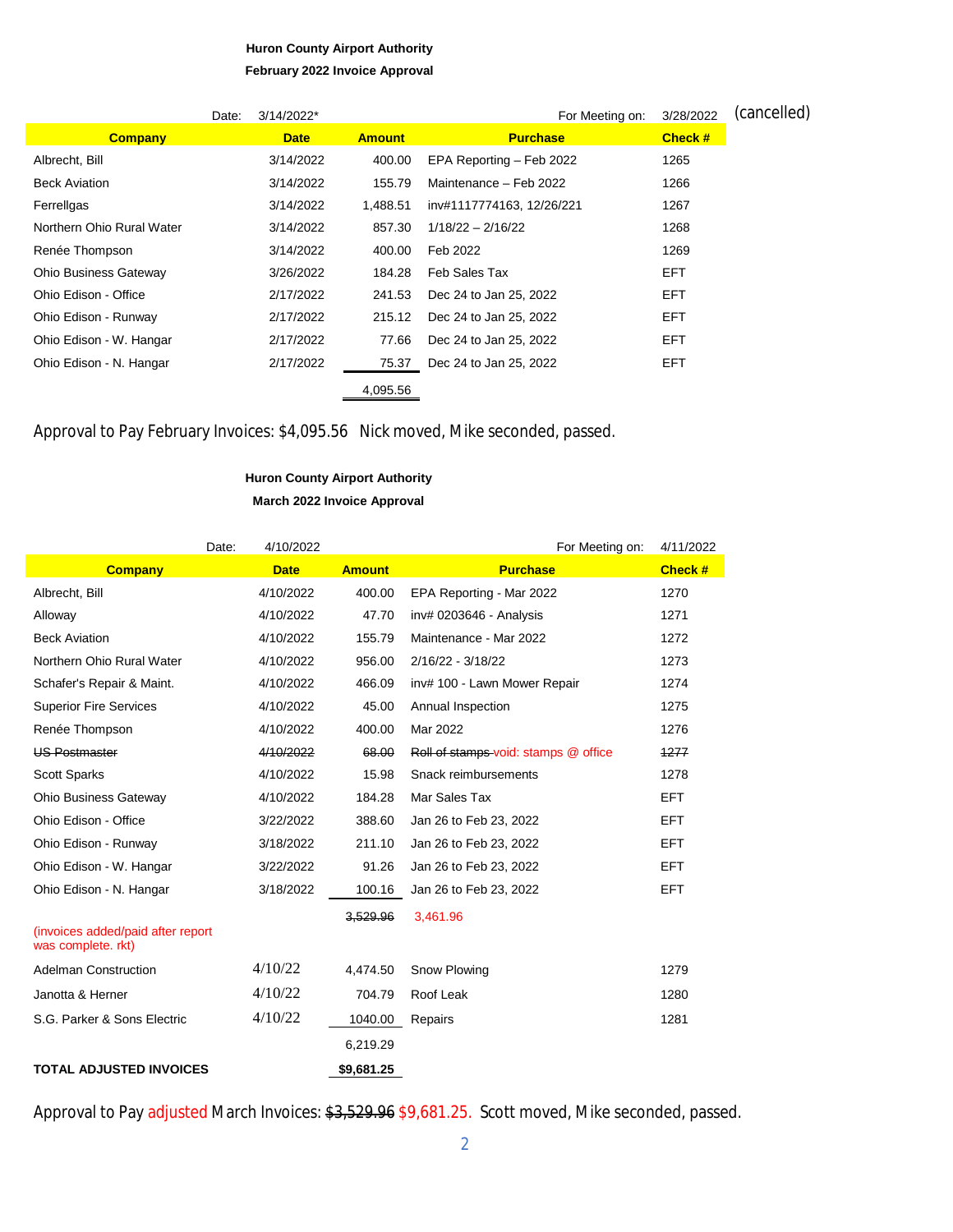**Huron County Airport Authority**

**February 2022 Invoice Approval**

Date: 3/14/2022* For Meeting on: 3/28/2022 (cancelled)

| Company | Date | Amount | Purchase | Check # |
|---|---|---|---|---|
| Albrecht, Bill | 3/14/2022 | 400.00 | EPA Reporting – Feb 2022 | 1265 |
| Beck Aviation | 3/14/2022 | 155.79 | Maintenance – Feb 2022 | 1266 |
| Ferrellgas | 3/14/2022 | 1,488.51 | inv#1117774163, 12/26/221 | 1267 |
| Northern Ohio Rural Water | 3/14/2022 | 857.30 | 1/18/22 – 2/16/22 | 1268 |
| Renée Thompson | 3/14/2022 | 400.00 | Feb 2022 | 1269 |
| Ohio Business Gateway | 3/26/2022 | 184.28 | Feb Sales Tax | EFT |
| Ohio Edison - Office | 2/17/2022 | 241.53 | Dec 24 to Jan 25, 2022 | EFT |
| Ohio Edison - Runway | 2/17/2022 | 215.12 | Dec 24 to Jan 25, 2022 | EFT |
| Ohio Edison - W. Hangar | 2/17/2022 | 77.66 | Dec 24 to Jan 25, 2022 | EFT |
| Ohio Edison - N. Hangar | 2/17/2022 | 75.37 | Dec 24 to Jan 25, 2022 | EFT |
| | | 4,095.56 | | |

Approval to Pay February Invoices: $4,095.56 Nick moved, Mike seconded, passed.

**Huron County Airport Authority**

**March 2022 Invoice Approval**

Date: 4/10/2022 For Meeting on: 4/11/2022

| Company | Date | Amount | Purchase | Check # |
|---|---|---|---|---|
| Albrecht, Bill | 4/10/2022 | 400.00 | EPA Reporting - Mar 2022 | 1270 |
| Alloway | 4/10/2022 | 47.70 | inv# 0203646 - Analysis | 1271 |
| Beck Aviation | 4/10/2022 | 155.79 | Maintenance - Mar 2022 | 1272 |
| Northern Ohio Rural Water | 4/10/2022 | 956.00 | 2/16/22 - 3/18/22 | 1273 |
| Schafer's Repair & Maint. | 4/10/2022 | 466.09 | inv# 100 - Lawn Mower Repair | 1274 |
| Superior Fire Services | 4/10/2022 | 45.00 | Annual Inspection | 1275 |
| Renée Thompson | 4/10/2022 | 400.00 | Mar 2022 | 1276 |
| ~~US Postmaster~~ | ~~4/10/2022~~ | ~~68.00~~ | ~~Roll of stamps~~ void: stamps @ office | ~~1277~~ |
| Scott Sparks | 4/10/2022 | 15.98 | Snack reimbursements | 1278 |
| Ohio Business Gateway | 4/10/2022 | 184.28 | Mar Sales Tax | EFT |
| Ohio Edison - Office | 3/22/2022 | 388.60 | Jan 26 to Feb 23, 2022 | EFT |
| Ohio Edison - Runway | 3/18/2022 | 211.10 | Jan 26 to Feb 23, 2022 | EFT |
| Ohio Edison - W. Hangar | 3/22/2022 | 91.26 | Jan 26 to Feb 23, 2022 | EFT |
| Ohio Edison - N. Hangar | 3/18/2022 | 100.16 | Jan 26 to Feb 23, 2022 | EFT |
| | | ~~3,529.96~~ | 3,461.96 | |
| (invoices added/paid after report was complete. rkt) | | | | |
| Adelman Construction | 4/10/22 | 4,474.50 | Snow Plowing | 1279 |
| Janotta & Herner | 4/10/22 | 704.79 | Roof Leak | 1280 |
| S.G. Parker & Sons Electric | 4/10/22 | 1040.00 | Repairs | 1281 |
| | | 6,219.29 | | |
| **TOTAL ADJUSTED INVOICES** | | **$9,681.25** | | |

Approval to Pay adjusted March Invoices: ~~$3,529.96~~ $9,681.25. Scott moved, Mike seconded, passed.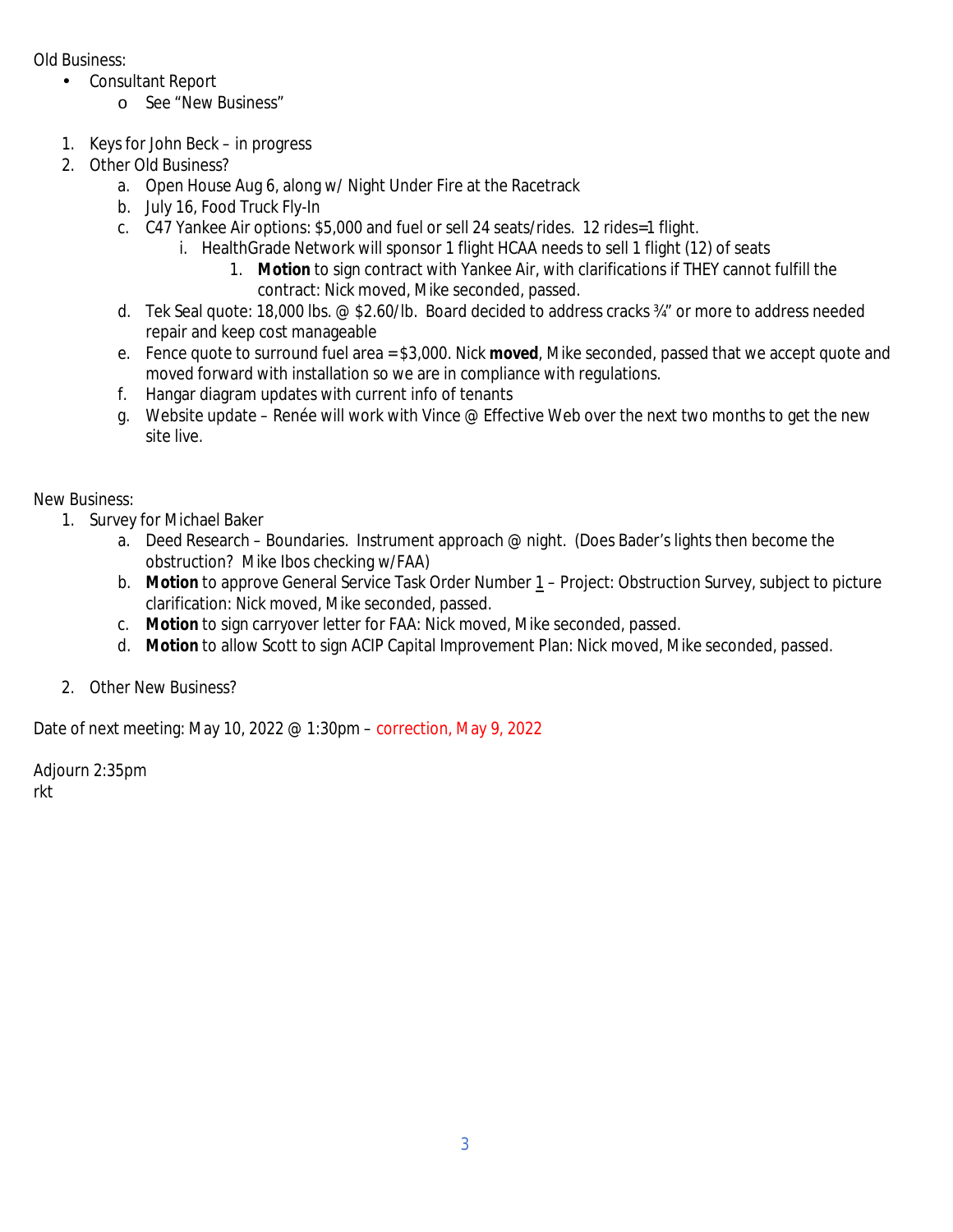Old Business:

- Consultant Report
  - See "New Business"

1. Keys for John Beck – in progress
2. Other Old Business?
   a. Open House Aug 6, along w/ Night Under Fire at the Racetrack
   b. July 16, Food Truck Fly-In
   c. C47 Yankee Air options: $5,000 and fuel or sell 24 seats/rides. 12 rides=1 flight.
      i. HealthGrade Network will sponsor 1 flight HCAA needs to sell 1 flight (12) of seats
         1. **Motion** to sign contract with Yankee Air, with clarifications if THEY cannot fulfill the contract: Nick moved, Mike seconded, passed.
   d. Tek Seal quote: 18,000 lbs. @ $2.60/lb. Board decided to address cracks ¾" or more to address needed repair and keep cost manageable
   e. Fence quote to surround fuel area = $3,000. Nick **moved**, Mike seconded, passed that we accept quote and moved forward with installation so we are in compliance with regulations.
   f. Hangar diagram updates with current info of tenants
   g. Website update – Renée will work with Vince @ Effective Web over the next two months to get the new site live.

New Business:

1. Survey for Michael Baker
   a. Deed Research – Boundaries. Instrument approach @ night. (Does Bader's lights then become the obstruction? Mike Ibos checking w/FAA)
   b. **Motion** to approve General Service Task Order Number 1 – Project: Obstruction Survey, subject to picture clarification: Nick moved, Mike seconded, passed.
   c. **Motion** to sign carryover letter for FAA: Nick moved, Mike seconded, passed.
   d. **Motion** to allow Scott to sign ACIP Capital Improvement Plan: Nick moved, Mike seconded, passed.

2. Other New Business?

Date of next meeting: May 10, 2022 @ 1:30pm – correction, May 9, 2022

Adjourn 2:35pm
rkt